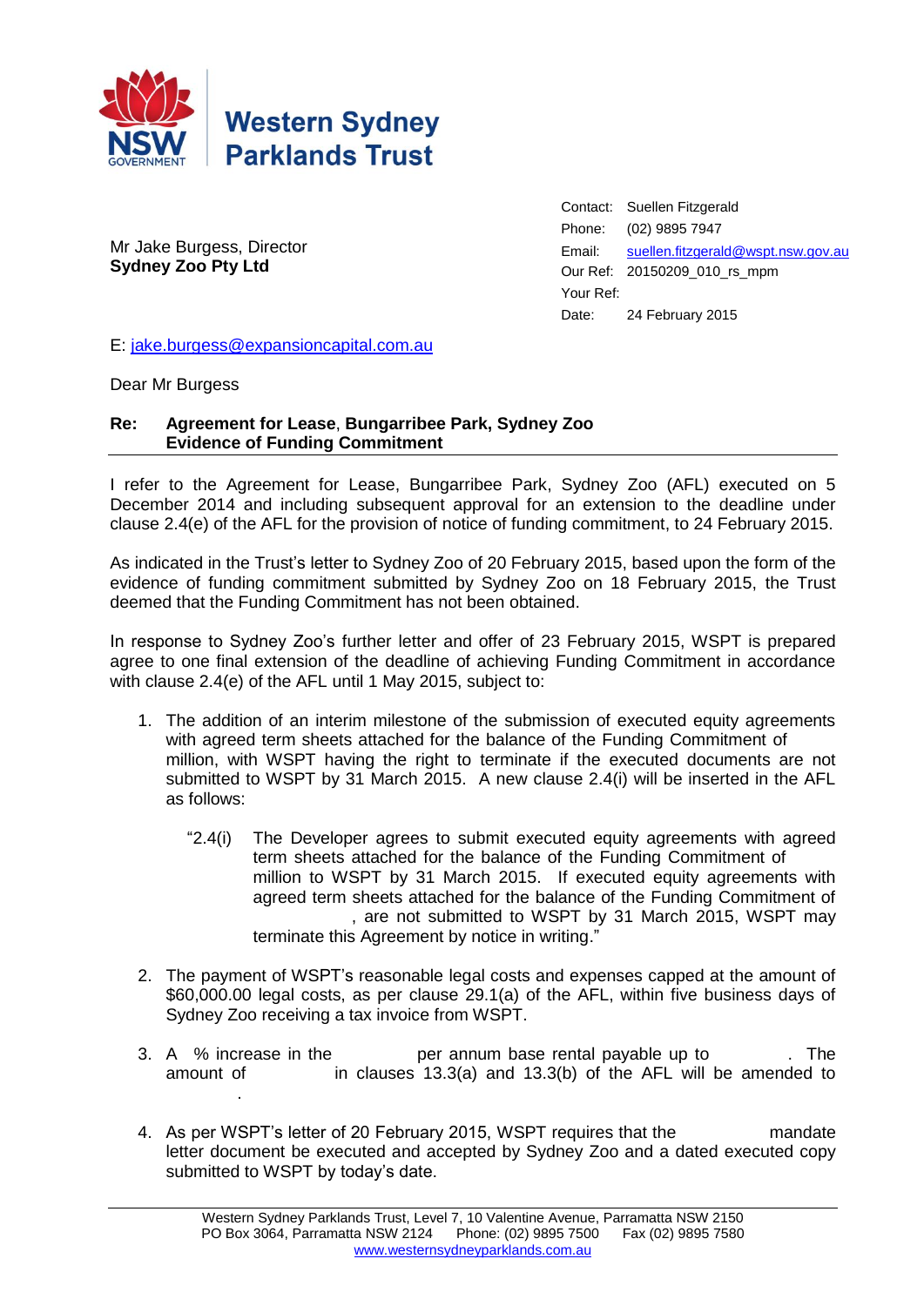**Western Sydney Parklands Trust**

Mr Jake Burgess, Director
**Sydney Zoo Pty Ltd**

| | |
|---|---|
| Contact: | Suellen Fitzgerald |
| Phone: | (02) 9895 7947 |
| Email: | suellen.fitzgerald@wspt.nsw.gov.au |
| Our Ref: | 20150209_010_rs_mpm |
| Your Ref: | |
| Date: | 24 February 2015 |

E: jake.burgess@expansioncapital.com.au

Dear Mr Burgess

**Re: Agreement for Lease, Bungarribee Park, Sydney Zoo**
**Evidence of Funding Commitment**

I refer to the Agreement for Lease, Bungarribee Park, Sydney Zoo (AFL) executed on 5 December 2014 and including subsequent approval for an extension to the deadline under clause 2.4(e) of the AFL for the provision of notice of funding commitment, to 24 February 2015.

As indicated in the Trust's letter to Sydney Zoo of 20 February 2015, based upon the form of the evidence of funding commitment submitted by Sydney Zoo on 18 February 2015, the Trust deemed that the Funding Commitment has not been obtained.

In response to Sydney Zoo's further letter and offer of 23 February 2015, WSPT is prepared agree to one final extension of the deadline of achieving Funding Commitment in accordance with clause 2.4(e) of the AFL until 1 May 2015, subject to:

1. The addition of an interim milestone of the submission of executed equity agreements with agreed term sheets attached for the balance of the Funding Commitment of million, with WSPT having the right to terminate if the executed documents are not submitted to WSPT by 31 March 2015. A new clause 2.4(i) will be inserted in the AFL as follows:

   "2.4(i) The Developer agrees to submit executed equity agreements with agreed term sheets attached for the balance of the Funding Commitment of million to WSPT by 31 March 2015. If executed equity agreements with agreed term sheets attached for the balance of the Funding Commitment of , are not submitted to WSPT by 31 March 2015, WSPT may terminate this Agreement by notice in writing."

2. The payment of WSPT's reasonable legal costs and expenses capped at the amount of $60,000.00 legal costs, as per clause 29.1(a) of the AFL, within five business days of Sydney Zoo receiving a tax invoice from WSPT.

3. A % increase in the per annum base rental payable up to . The amount of in clauses 13.3(a) and 13.3(b) of the AFL will be amended to .

4. As per WSPT's letter of 20 February 2015, WSPT requires that the mandate letter document be executed and accepted by Sydney Zoo and a dated executed copy submitted to WSPT by today's date.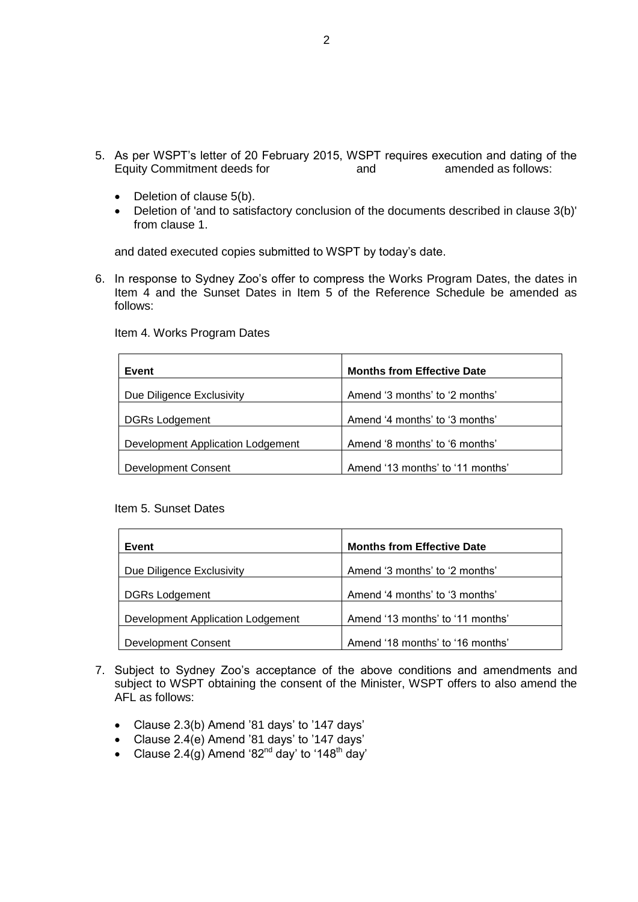5. As per WSPT's letter of 20 February 2015, WSPT requires execution and dating of the Equity Commitment deeds for and amended as follows:

   - Deletion of clause 5(b).
   - Deletion of 'and to satisfactory conclusion of the documents described in clause 3(b)' from clause 1.

   and dated executed copies submitted to WSPT by today's date.

6. In response to Sydney Zoo's offer to compress the Works Program Dates, the dates in Item 4 and the Sunset Dates in Item 5 of the Reference Schedule be amended as follows:

   Item 4. Works Program Dates

   | Event | Months from Effective Date |
   |---|---|
   | Due Diligence Exclusivity | Amend '3 months' to '2 months' |
   | DGRs Lodgement | Amend '4 months' to '3 months' |
   | Development Application Lodgement | Amend '8 months' to '6 months' |
   | Development Consent | Amend '13 months' to '11 months' |

   Item 5. Sunset Dates

   | Event | Months from Effective Date |
   |---|---|
   | Due Diligence Exclusivity | Amend '3 months' to '2 months' |
   | DGRs Lodgement | Amend '4 months' to '3 months' |
   | Development Application Lodgement | Amend '13 months' to '11 months' |
   | Development Consent | Amend '18 months' to '16 months' |

7. Subject to Sydney Zoo's acceptance of the above conditions and amendments and subject to WSPT obtaining the consent of the Minister, WSPT offers to also amend the AFL as follows:

   - Clause 2.3(b) Amend '81 days' to '147 days'
   - Clause 2.4(e) Amend '81 days' to '147 days'
   - Clause 2.4(g) Amend '82nd day' to '148th day'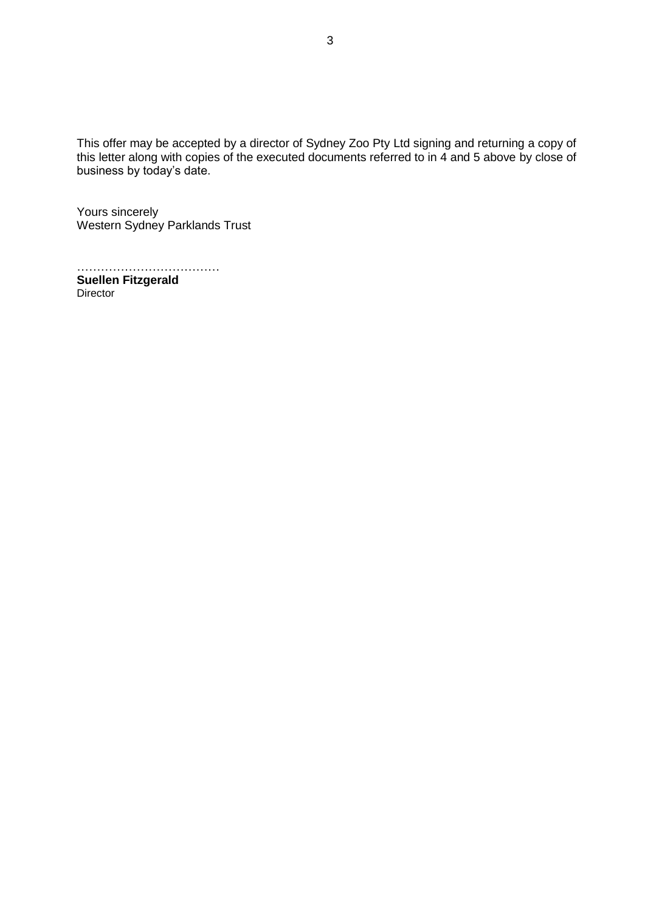This offer may be accepted by a director of Sydney Zoo Pty Ltd signing and returning a copy of this letter along with copies of the executed documents referred to in 4 and 5 above by close of business by today's date.

Yours sincerely
Western Sydney Parklands Trust

………………………………
**Suellen Fitzgerald**
Director